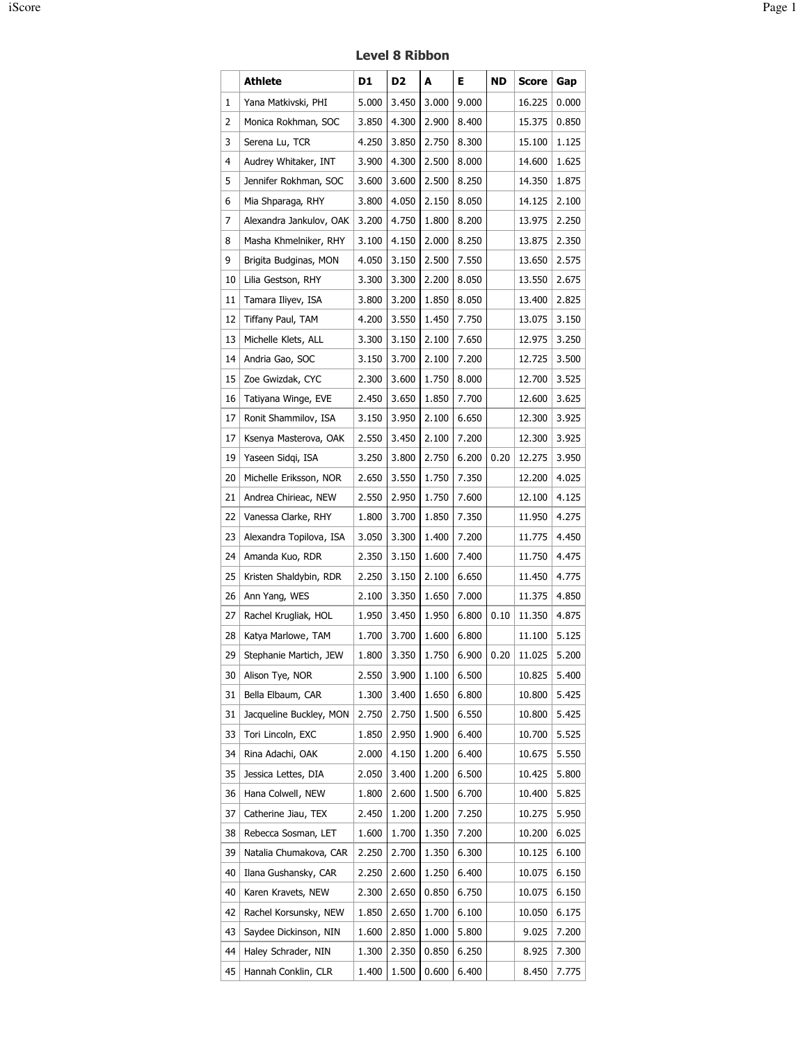## Level 8 Ribbon

| | Athlete | D1 | D2 | A | E | ND | Score | Gap |
|---|---|---|---|---|---|---|---|---|
| 1 | Yana Matkivski, PHI | 5.000 | 3.450 | 3.000 | 9.000 | | 16.225 | 0.000 |
| 2 | Monica Rokhman, SOC | 3.850 | 4.300 | 2.900 | 8.400 | | 15.375 | 0.850 |
| 3 | Serena Lu, TCR | 4.250 | 3.850 | 2.750 | 8.300 | | 15.100 | 1.125 |
| 4 | Audrey Whitaker, INT | 3.900 | 4.300 | 2.500 | 8.000 | | 14.600 | 1.625 |
| 5 | Jennifer Rokhman, SOC | 3.600 | 3.600 | 2.500 | 8.250 | | 14.350 | 1.875 |
| 6 | Mia Shparaga, RHY | 3.800 | 4.050 | 2.150 | 8.050 | | 14.125 | 2.100 |
| 7 | Alexandra Jankulov, OAK | 3.200 | 4.750 | 1.800 | 8.200 | | 13.975 | 2.250 |
| 8 | Masha Khmelniker, RHY | 3.100 | 4.150 | 2.000 | 8.250 | | 13.875 | 2.350 |
| 9 | Brigita Budginas, MON | 4.050 | 3.150 | 2.500 | 7.550 | | 13.650 | 2.575 |
| 10 | Lilia Gestson, RHY | 3.300 | 3.300 | 2.200 | 8.050 | | 13.550 | 2.675 |
| 11 | Tamara Iliyev, ISA | 3.800 | 3.200 | 1.850 | 8.050 | | 13.400 | 2.825 |
| 12 | Tiffany Paul, TAM | 4.200 | 3.550 | 1.450 | 7.750 | | 13.075 | 3.150 |
| 13 | Michelle Klets, ALL | 3.300 | 3.150 | 2.100 | 7.650 | | 12.975 | 3.250 |
| 14 | Andria Gao, SOC | 3.150 | 3.700 | 2.100 | 7.200 | | 12.725 | 3.500 |
| 15 | Zoe Gwizdak, CYC | 2.300 | 3.600 | 1.750 | 8.000 | | 12.700 | 3.525 |
| 16 | Tatiyana Winge, EVE | 2.450 | 3.650 | 1.850 | 7.700 | | 12.600 | 3.625 |
| 17 | Ronit Shammilov, ISA | 3.150 | 3.950 | 2.100 | 6.650 | | 12.300 | 3.925 |
| 17 | Ksenya Masterova, OAK | 2.550 | 3.450 | 2.100 | 7.200 | | 12.300 | 3.925 |
| 19 | Yaseen Sidqi, ISA | 3.250 | 3.800 | 2.750 | 6.200 | 0.20 | 12.275 | 3.950 |
| 20 | Michelle Eriksson, NOR | 2.650 | 3.550 | 1.750 | 7.350 | | 12.200 | 4.025 |
| 21 | Andrea Chirieac, NEW | 2.550 | 2.950 | 1.750 | 7.600 | | 12.100 | 4.125 |
| 22 | Vanessa Clarke, RHY | 1.800 | 3.700 | 1.850 | 7.350 | | 11.950 | 4.275 |
| 23 | Alexandra Topilova, ISA | 3.050 | 3.300 | 1.400 | 7.200 | | 11.775 | 4.450 |
| 24 | Amanda Kuo, RDR | 2.350 | 3.150 | 1.600 | 7.400 | | 11.750 | 4.475 |
| 25 | Kristen Shaldybin, RDR | 2.250 | 3.150 | 2.100 | 6.650 | | 11.450 | 4.775 |
| 26 | Ann Yang, WES | 2.100 | 3.350 | 1.650 | 7.000 | | 11.375 | 4.850 |
| 27 | Rachel Krugliak, HOL | 1.950 | 3.450 | 1.950 | 6.800 | 0.10 | 11.350 | 4.875 |
| 28 | Katya Marlowe, TAM | 1.700 | 3.700 | 1.600 | 6.800 | | 11.100 | 5.125 |
| 29 | Stephanie Martich, JEW | 1.800 | 3.350 | 1.750 | 6.900 | 0.20 | 11.025 | 5.200 |
| 30 | Alison Tye, NOR | 2.550 | 3.900 | 1.100 | 6.500 | | 10.825 | 5.400 |
| 31 | Bella Elbaum, CAR | 1.300 | 3.400 | 1.650 | 6.800 | | 10.800 | 5.425 |
| 31 | Jacqueline Buckley, MON | 2.750 | 2.750 | 1.500 | 6.550 | | 10.800 | 5.425 |
| 33 | Tori Lincoln, EXC | 1.850 | 2.950 | 1.900 | 6.400 | | 10.700 | 5.525 |
| 34 | Rina Adachi, OAK | 2.000 | 4.150 | 1.200 | 6.400 | | 10.675 | 5.550 |
| 35 | Jessica Lettes, DIA | 2.050 | 3.400 | 1.200 | 6.500 | | 10.425 | 5.800 |
| 36 | Hana Colwell, NEW | 1.800 | 2.600 | 1.500 | 6.700 | | 10.400 | 5.825 |
| 37 | Catherine Jiau, TEX | 2.450 | 1.200 | 1.200 | 7.250 | | 10.275 | 5.950 |
| 38 | Rebecca Sosman, LET | 1.600 | 1.700 | 1.350 | 7.200 | | 10.200 | 6.025 |
| 39 | Natalia Chumakova, CAR | 2.250 | 2.700 | 1.350 | 6.300 | | 10.125 | 6.100 |
| 40 | Ilana Gushansky, CAR | 2.250 | 2.600 | 1.250 | 6.400 | | 10.075 | 6.150 |
| 40 | Karen Kravets, NEW | 2.300 | 2.650 | 0.850 | 6.750 | | 10.075 | 6.150 |
| 42 | Rachel Korsunsky, NEW | 1.850 | 2.650 | 1.700 | 6.100 | | 10.050 | 6.175 |
| 43 | Saydee Dickinson, NIN | 1.600 | 2.850 | 1.000 | 5.800 | | 9.025 | 7.200 |
| 44 | Haley Schrader, NIN | 1.300 | 2.350 | 0.850 | 6.250 | | 8.925 | 7.300 |
| 45 | Hannah Conklin, CLR | 1.400 | 1.500 | 0.600 | 6.400 | | 8.450 | 7.775 |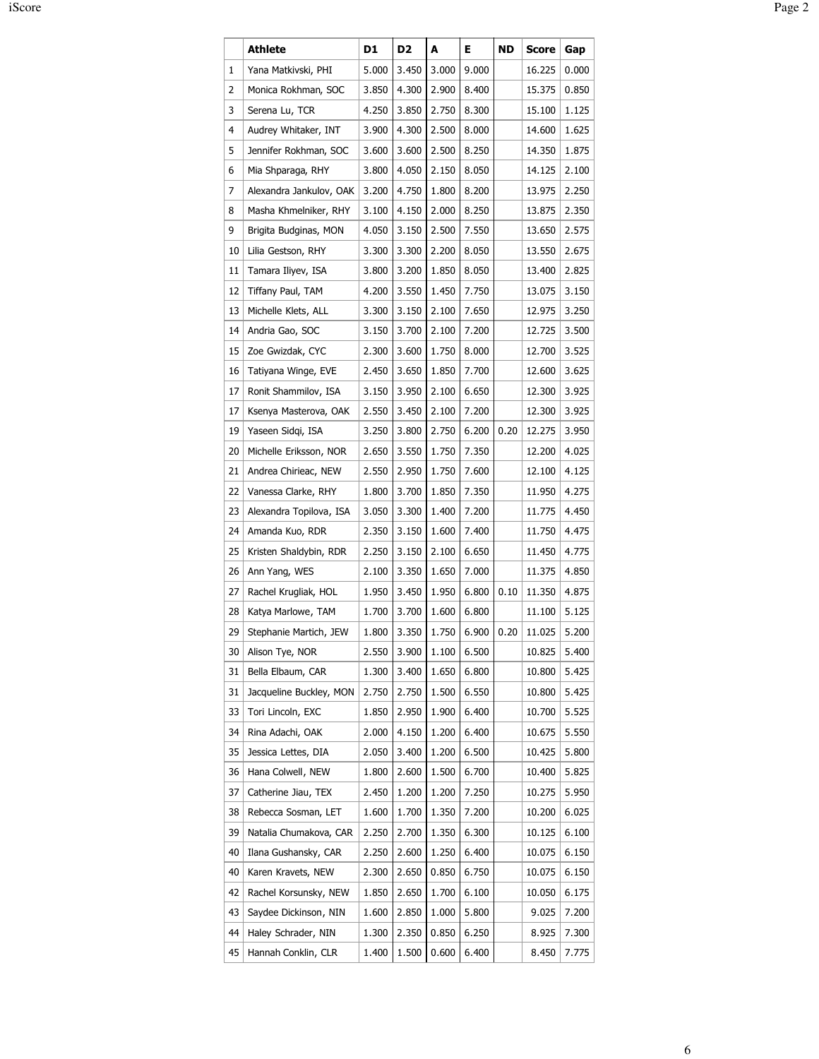|  | Athlete | D1 | D2 | A | E | ND | Score | Gap |
|---|---|---|---|---|---|---|---|---|
| 1 | Yana Matkivski, PHI | 5.000 | 3.450 | 3.000 | 9.000 |  | 16.225 | 0.000 |
| 2 | Monica Rokhman, SOC | 3.850 | 4.300 | 2.900 | 8.400 |  | 15.375 | 0.850 |
| 3 | Serena Lu, TCR | 4.250 | 3.850 | 2.750 | 8.300 |  | 15.100 | 1.125 |
| 4 | Audrey Whitaker, INT | 3.900 | 4.300 | 2.500 | 8.000 |  | 14.600 | 1.625 |
| 5 | Jennifer Rokhman, SOC | 3.600 | 3.600 | 2.500 | 8.250 |  | 14.350 | 1.875 |
| 6 | Mia Shparaga, RHY | 3.800 | 4.050 | 2.150 | 8.050 |  | 14.125 | 2.100 |
| 7 | Alexandra Jankulov, OAK | 3.200 | 4.750 | 1.800 | 8.200 |  | 13.975 | 2.250 |
| 8 | Masha Khmelniker, RHY | 3.100 | 4.150 | 2.000 | 8.250 |  | 13.875 | 2.350 |
| 9 | Brigita Budginas, MON | 4.050 | 3.150 | 2.500 | 7.550 |  | 13.650 | 2.575 |
| 10 | Lilia Gestson, RHY | 3.300 | 3.300 | 2.200 | 8.050 |  | 13.550 | 2.675 |
| 11 | Tamara Iliyev, ISA | 3.800 | 3.200 | 1.850 | 8.050 |  | 13.400 | 2.825 |
| 12 | Tiffany Paul, TAM | 4.200 | 3.550 | 1.450 | 7.750 |  | 13.075 | 3.150 |
| 13 | Michelle Klets, ALL | 3.300 | 3.150 | 2.100 | 7.650 |  | 12.975 | 3.250 |
| 14 | Andria Gao, SOC | 3.150 | 3.700 | 2.100 | 7.200 |  | 12.725 | 3.500 |
| 15 | Zoe Gwizdak, CYC | 2.300 | 3.600 | 1.750 | 8.000 |  | 12.700 | 3.525 |
| 16 | Tatiyana Winge, EVE | 2.450 | 3.650 | 1.850 | 7.700 |  | 12.600 | 3.625 |
| 17 | Ronit Shammilov, ISA | 3.150 | 3.950 | 2.100 | 6.650 |  | 12.300 | 3.925 |
| 17 | Ksenya Masterova, OAK | 2.550 | 3.450 | 2.100 | 7.200 |  | 12.300 | 3.925 |
| 19 | Yaseen Sidqi, ISA | 3.250 | 3.800 | 2.750 | 6.200 | 0.20 | 12.275 | 3.950 |
| 20 | Michelle Eriksson, NOR | 2.650 | 3.550 | 1.750 | 7.350 |  | 12.200 | 4.025 |
| 21 | Andrea Chirieac, NEW | 2.550 | 2.950 | 1.750 | 7.600 |  | 12.100 | 4.125 |
| 22 | Vanessa Clarke, RHY | 1.800 | 3.700 | 1.850 | 7.350 |  | 11.950 | 4.275 |
| 23 | Alexandra Topilova, ISA | 3.050 | 3.300 | 1.400 | 7.200 |  | 11.775 | 4.450 |
| 24 | Amanda Kuo, RDR | 2.350 | 3.150 | 1.600 | 7.400 |  | 11.750 | 4.475 |
| 25 | Kristen Shaldybin, RDR | 2.250 | 3.150 | 2.100 | 6.650 |  | 11.450 | 4.775 |
| 26 | Ann Yang, WES | 2.100 | 3.350 | 1.650 | 7.000 |  | 11.375 | 4.850 |
| 27 | Rachel Krugliak, HOL | 1.950 | 3.450 | 1.950 | 6.800 | 0.10 | 11.350 | 4.875 |
| 28 | Katya Marlowe, TAM | 1.700 | 3.700 | 1.600 | 6.800 |  | 11.100 | 5.125 |
| 29 | Stephanie Martich, JEW | 1.800 | 3.350 | 1.750 | 6.900 | 0.20 | 11.025 | 5.200 |
| 30 | Alison Tye, NOR | 2.550 | 3.900 | 1.100 | 6.500 |  | 10.825 | 5.400 |
| 31 | Bella Elbaum, CAR | 1.300 | 3.400 | 1.650 | 6.800 |  | 10.800 | 5.425 |
| 31 | Jacqueline Buckley, MON | 2.750 | 2.750 | 1.500 | 6.550 |  | 10.800 | 5.425 |
| 33 | Tori Lincoln, EXC | 1.850 | 2.950 | 1.900 | 6.400 |  | 10.700 | 5.525 |
| 34 | Rina Adachi, OAK | 2.000 | 4.150 | 1.200 | 6.400 |  | 10.675 | 5.550 |
| 35 | Jessica Lettes, DIA | 2.050 | 3.400 | 1.200 | 6.500 |  | 10.425 | 5.800 |
| 36 | Hana Colwell, NEW | 1.800 | 2.600 | 1.500 | 6.700 |  | 10.400 | 5.825 |
| 37 | Catherine Jiau, TEX | 2.450 | 1.200 | 1.200 | 7.250 |  | 10.275 | 5.950 |
| 38 | Rebecca Sosman, LET | 1.600 | 1.700 | 1.350 | 7.200 |  | 10.200 | 6.025 |
| 39 | Natalia Chumakova, CAR | 2.250 | 2.700 | 1.350 | 6.300 |  | 10.125 | 6.100 |
| 40 | Ilana Gushansky, CAR | 2.250 | 2.600 | 1.250 | 6.400 |  | 10.075 | 6.150 |
| 40 | Karen Kravets, NEW | 2.300 | 2.650 | 0.850 | 6.750 |  | 10.075 | 6.150 |
| 42 | Rachel Korsunsky, NEW | 1.850 | 2.650 | 1.700 | 6.100 |  | 10.050 | 6.175 |
| 43 | Saydee Dickinson, NIN | 1.600 | 2.850 | 1.000 | 5.800 |  | 9.025 | 7.200 |
| 44 | Haley Schrader, NIN | 1.300 | 2.350 | 0.850 | 6.250 |  | 8.925 | 7.300 |
| 45 | Hannah Conklin, CLR | 1.400 | 1.500 | 0.600 | 6.400 |  | 8.450 | 7.775 |